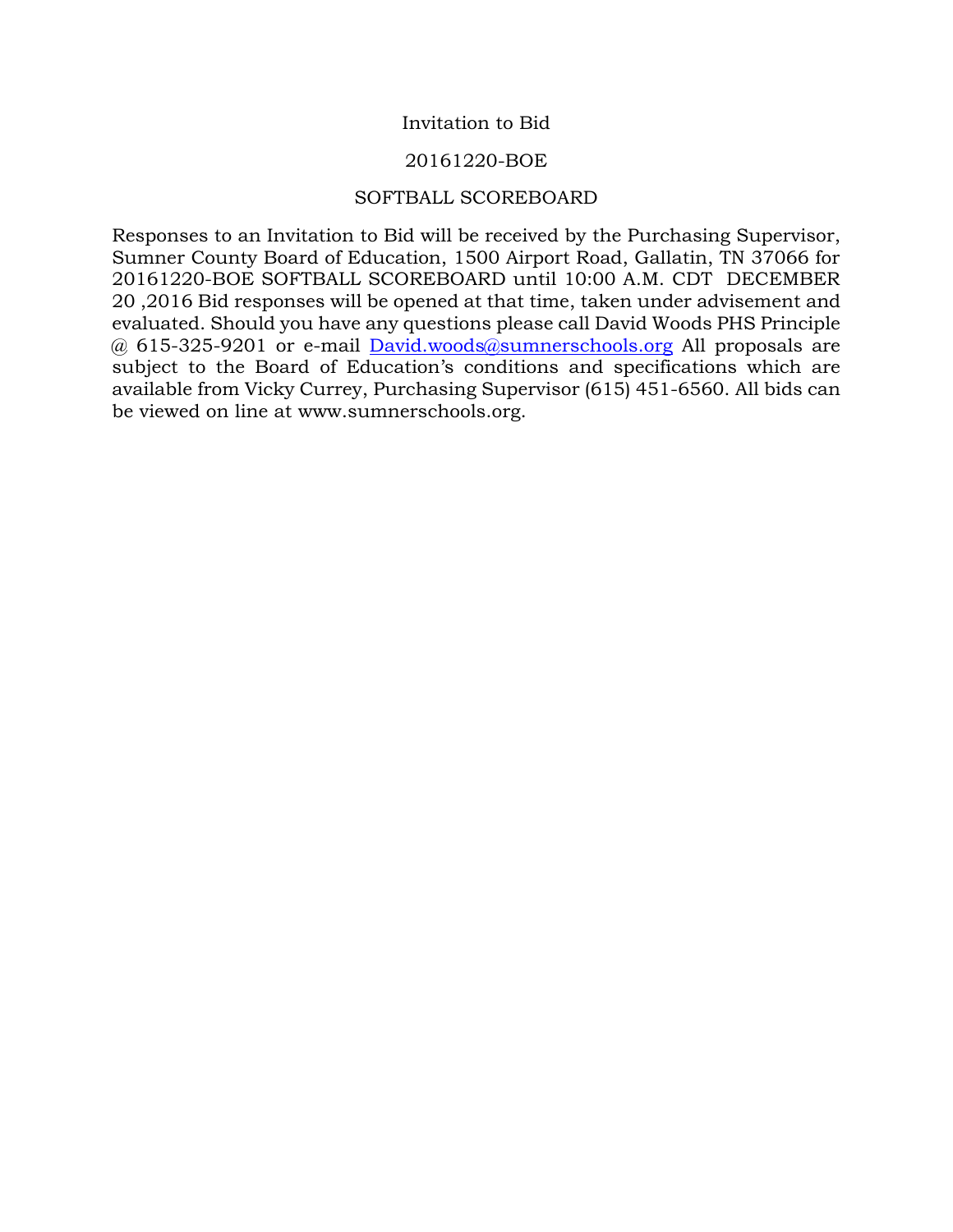# Invitation to Bid

## 20161220-BOE

## SOFTBALL SCOREBOARD

Responses to an Invitation to Bid will be received by the Purchasing Supervisor, Sumner County Board of Education, 1500 Airport Road, Gallatin, TN 37066 for 20161220-BOE SOFTBALL SCOREBOARD until 10:00 A.M. CDT DECEMBER 20 ,2016 Bid responses will be opened at that time, taken under advisement and evaluated. Should you have any questions please call David Woods PHS Principle @ 615-325-9201 or e-mail David.woods@sumnerschools.org All proposals are subject to the Board of Education's conditions and specifications which are available from Vicky Currey, Purchasing Supervisor (615) 451-6560. All bids can be viewed on line at www.sumnerschools.org.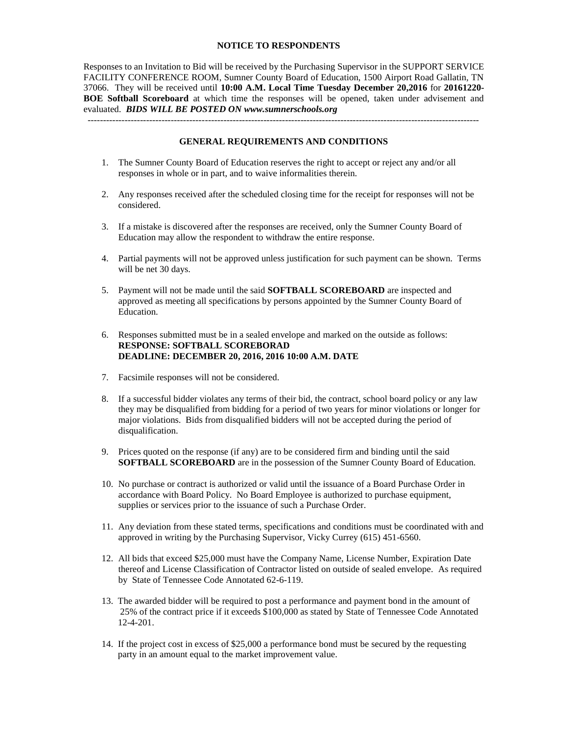**NOTICE TO RESPONDENTS**

Responses to an Invitation to Bid will be received by the Purchasing Supervisor in the SUPPORT SERVICE FACILITY CONFERENCE ROOM, Sumner County Board of Education, 1500 Airport Road Gallatin, TN 37066. They will be received until **10:00 A.M. Local Time Tuesday December 20,2016** for **20161220-BOE Softball Scoreboard** at which time the responses will be opened, taken under advisement and evaluated. ***BIDS WILL BE POSTED ON www.sumnerschools.org***

---

**GENERAL REQUIREMENTS AND CONDITIONS**

1. The Sumner County Board of Education reserves the right to accept or reject any and/or all responses in whole or in part, and to waive informalities therein.

2. Any responses received after the scheduled closing time for the receipt for responses will not be considered.

3. If a mistake is discovered after the responses are received, only the Sumner County Board of Education may allow the respondent to withdraw the entire response.

4. Partial payments will not be approved unless justification for such payment can be shown. Terms will be net 30 days.

5. Payment will not be made until the said **SOFTBALL SCOREBOARD** are inspected and approved as meeting all specifications by persons appointed by the Sumner County Board of Education.

6. Responses submitted must be in a sealed envelope and marked on the outside as follows:
   **RESPONSE: SOFTBALL SCOREBORAD**
   **DEADLINE: DECEMBER 20, 2016, 2016 10:00 A.M. DATE**

7. Facsimile responses will not be considered.

8. If a successful bidder violates any terms of their bid, the contract, school board policy or any law they may be disqualified from bidding for a period of two years for minor violations or longer for major violations. Bids from disqualified bidders will not be accepted during the period of disqualification.

9. Prices quoted on the response (if any) are to be considered firm and binding until the said **SOFTBALL SCOREBOARD** are in the possession of the Sumner County Board of Education.

10. No purchase or contract is authorized or valid until the issuance of a Board Purchase Order in accordance with Board Policy. No Board Employee is authorized to purchase equipment, supplies or services prior to the issuance of such a Purchase Order.

11. Any deviation from these stated terms, specifications and conditions must be coordinated with and approved in writing by the Purchasing Supervisor, Vicky Currey (615) 451-6560.

12. All bids that exceed $25,000 must have the Company Name, License Number, Expiration Date thereof and License Classification of Contractor listed on outside of sealed envelope. As required by State of Tennessee Code Annotated 62-6-119.

13. The awarded bidder will be required to post a performance and payment bond in the amount of 25% of the contract price if it exceeds $100,000 as stated by State of Tennessee Code Annotated 12-4-201.

14. If the project cost in excess of $25,000 a performance bond must be secured by the requesting party in an amount equal to the market improvement value.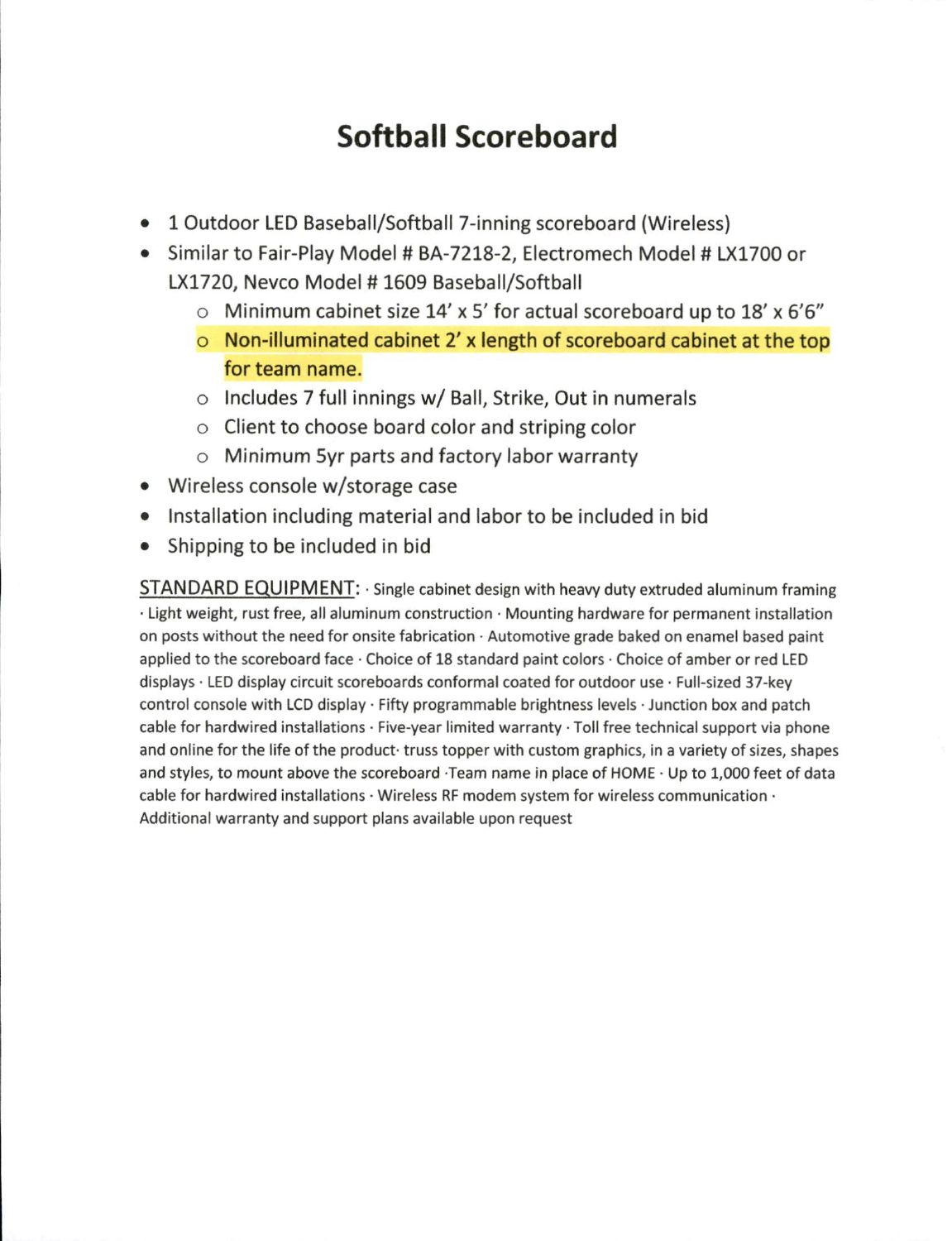# Softball Scoreboard

- 1 Outdoor LED Baseball/Softball 7-inning scoreboard (Wireless)
- Similar to Fair-Play Model # BA-7218-2, Electromech Model # LX1700 or LX1720, Nevco Model # 1609 Baseball/Softball
  - Minimum cabinet size 14' x 5' for actual scoreboard up to 18' x 6'6"
  - Non-illuminated cabinet 2' x length of scoreboard cabinet at the top for team name.
  - Includes 7 full innings w/ Ball, Strike, Out in numerals
  - Client to choose board color and striping color
  - Minimum 5yr parts and factory labor warranty
- Wireless console w/storage case
- Installation including material and labor to be included in bid
- Shipping to be included in bid

STANDARD EQUIPMENT: · Single cabinet design with heavy duty extruded aluminum framing · Light weight, rust free, all aluminum construction · Mounting hardware for permanent installation on posts without the need for onsite fabrication · Automotive grade baked on enamel based paint applied to the scoreboard face · Choice of 18 standard paint colors · Choice of amber or red LED displays · LED display circuit scoreboards conformal coated for outdoor use · Full-sized 37-key control console with LCD display · Fifty programmable brightness levels · Junction box and patch cable for hardwired installations · Five-year limited warranty · Toll free technical support via phone and online for the life of the product· truss topper with custom graphics, in a variety of sizes, shapes and styles, to mount above the scoreboard ·Team name in place of HOME · Up to 1,000 feet of data cable for hardwired installations · Wireless RF modem system for wireless communication · Additional warranty and support plans available upon request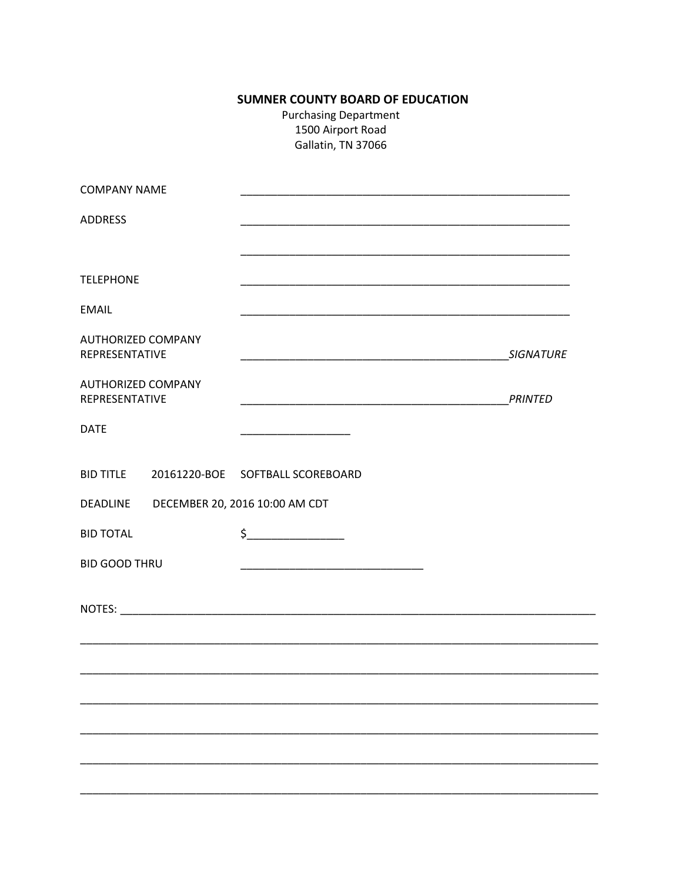**SUMNER COUNTY BOARD OF EDUCATION**
Purchasing Department
1500 Airport Road
Gallatin, TN 37066

COMPANY NAME ________________________________________________________

ADDRESS ________________________________________________________

________________________________________________________

TELEPHONE ________________________________________________________

EMAIL ________________________________________________________

AUTHORIZED COMPANY REPRESENTATIVE ____________________________________________*SIGNATURE*

AUTHORIZED COMPANY REPRESENTATIVE ____________________________________________*PRINTED*

DATE __________________

BID TITLE 20161220-BOE SOFTBALL SCOREBOARD

DEADLINE DECEMBER 20, 2016 10:00 AM CDT

BID TOTAL $________________

BID GOOD THRU ______________________________

NOTES: ______________________________________________________________________________

______________________________________________________________________________________

______________________________________________________________________________________

______________________________________________________________________________________

______________________________________________________________________________________

______________________________________________________________________________________

______________________________________________________________________________________